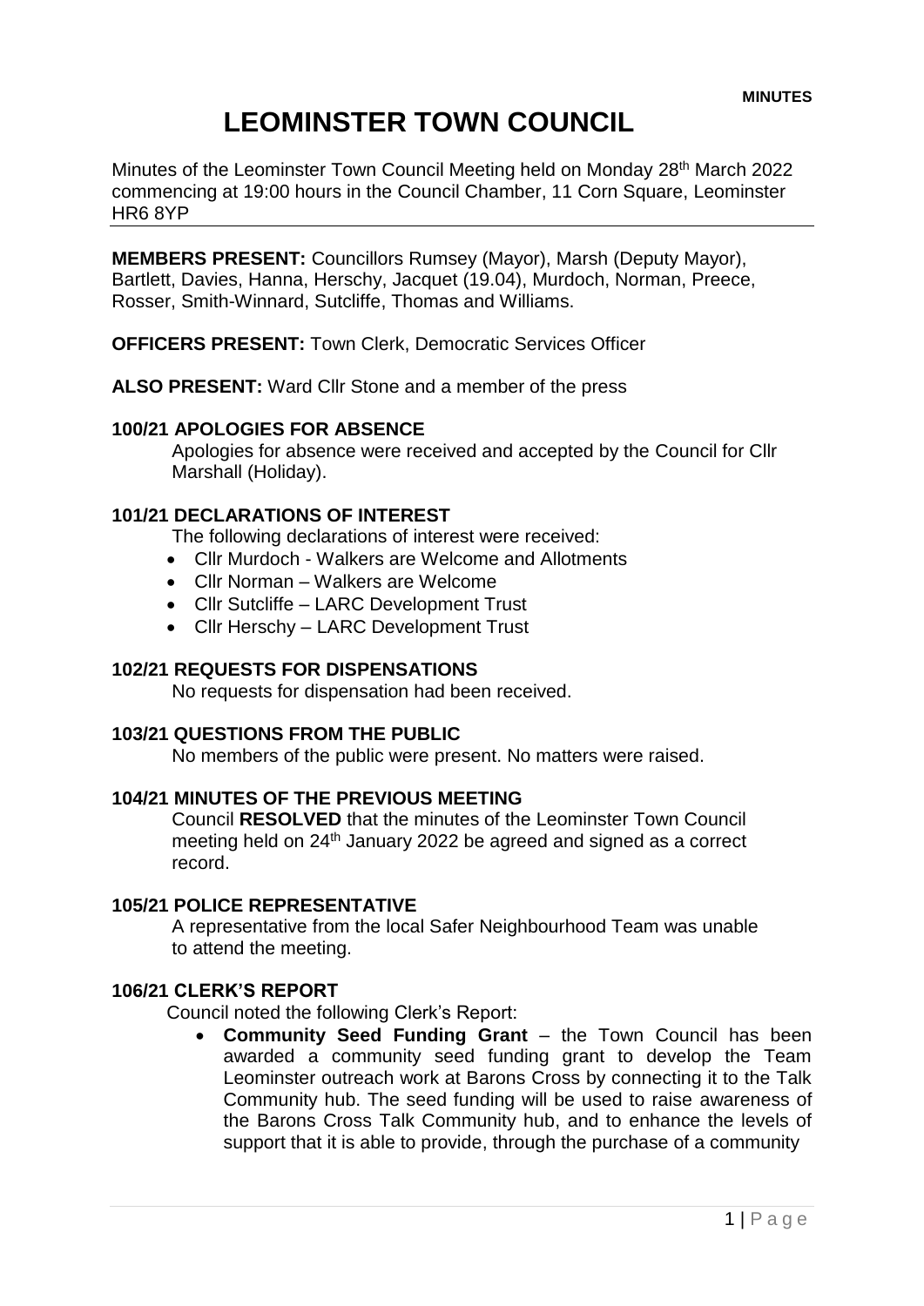**MINUTES**

# LEOMINSTER TOWN COUNCIL

Minutes of the Leominster Town Council Meeting held on Monday 28th March 2022 commencing at 19:00 hours in the Council Chamber, 11 Corn Square, Leominster HR6 8YP

---

**MEMBERS PRESENT:** Councillors Rumsey (Mayor), Marsh (Deputy Mayor), Bartlett, Davies, Hanna, Herschy, Jacquet (19.04), Murdoch, Norman, Preece, Rosser, Smith-Winnard, Sutcliffe, Thomas and Williams.

**OFFICERS PRESENT:** Town Clerk, Democratic Services Officer

**ALSO PRESENT:** Ward Cllr Stone and a member of the press

### 100/21 APOLOGIES FOR ABSENCE

Apologies for absence were received and accepted by the Council for Cllr Marshall (Holiday).

### 101/21 DECLARATIONS OF INTEREST

The following declarations of interest were received:

- Cllr Murdoch - Walkers are Welcome and Allotments
- Cllr Norman – Walkers are Welcome
- Cllr Sutcliffe – LARC Development Trust
- Cllr Herschy – LARC Development Trust

### 102/21 REQUESTS FOR DISPENSATIONS

No requests for dispensation had been received.

### 103/21 QUESTIONS FROM THE PUBLIC

No members of the public were present. No matters were raised.

### 104/21 MINUTES OF THE PREVIOUS MEETING

Council **RESOLVED** that the minutes of the Leominster Town Council meeting held on 24th January 2022 be agreed and signed as a correct record.

### 105/21 POLICE REPRESENTATIVE

A representative from the local Safer Neighbourhood Team was unable to attend the meeting.

### 106/21 CLERK'S REPORT

Council noted the following Clerk's Report:

- **Community Seed Funding Grant** – the Town Council has been awarded a community seed funding grant to develop the Team Leominster outreach work at Barons Cross by connecting it to the Talk Community hub. The seed funding will be used to raise awareness of the Barons Cross Talk Community hub, and to enhance the levels of support that it is able to provide, through the purchase of a community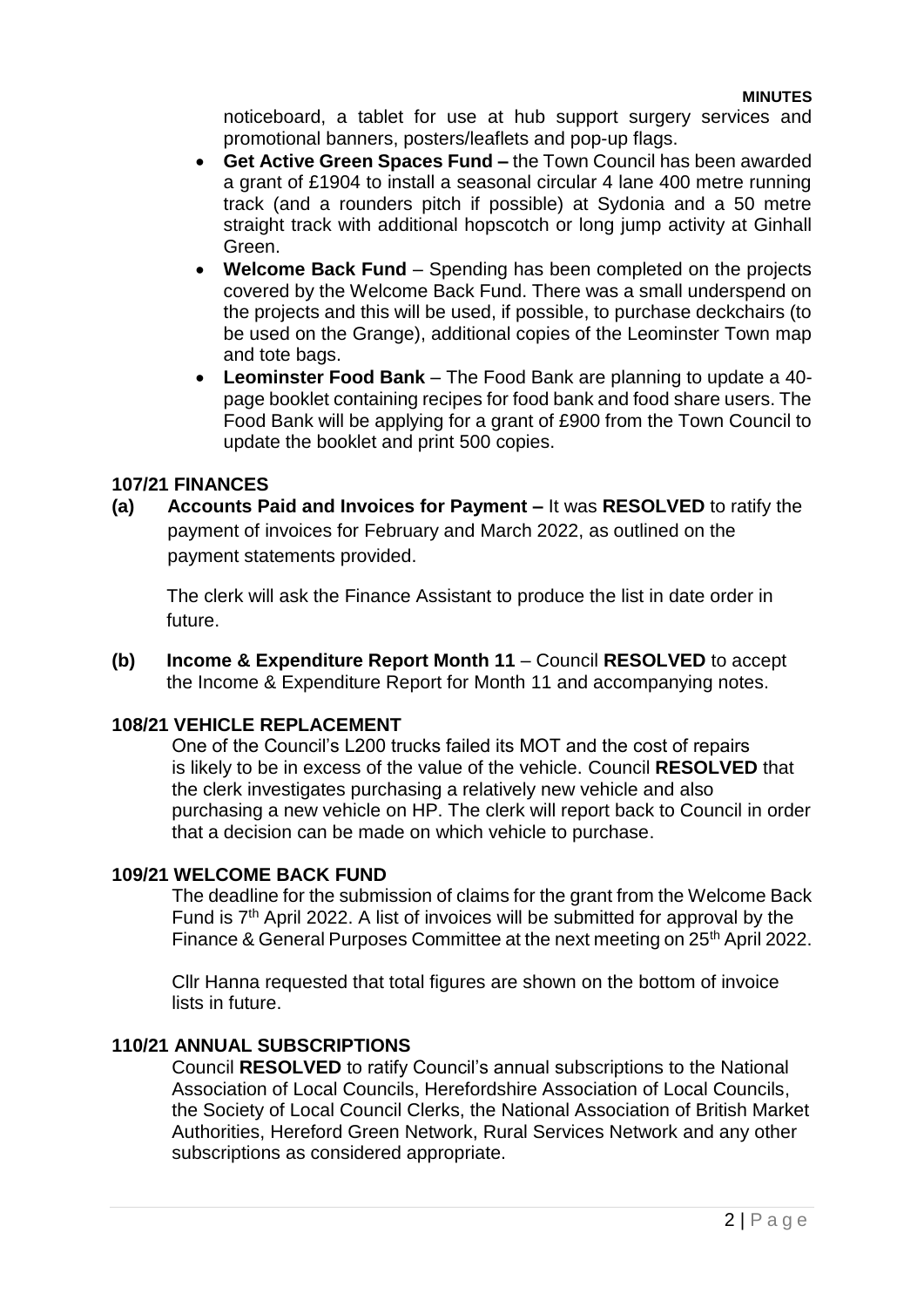noticeboard, a tablet for use at hub support surgery services and promotional banners, posters/leaflets and pop-up flags.

- **Get Active Green Spaces Fund –** the Town Council has been awarded a grant of £1904 to install a seasonal circular 4 lane 400 metre running track (and a rounders pitch if possible) at Sydonia and a 50 metre straight track with additional hopscotch or long jump activity at Ginhall Green.
- **Welcome Back Fund** – Spending has been completed on the projects covered by the Welcome Back Fund. There was a small underspend on the projects and this will be used, if possible, to purchase deckchairs (to be used on the Grange), additional copies of the Leominster Town map and tote bags.
- **Leominster Food Bank** – The Food Bank are planning to update a 40-page booklet containing recipes for food bank and food share users. The Food Bank will be applying for a grant of £900 from the Town Council to update the booklet and print 500 copies.

## 107/21 FINANCES

**(a) Accounts Paid and Invoices for Payment –** It was **RESOLVED** to ratify the payment of invoices for February and March 2022, as outlined on the payment statements provided.

The clerk will ask the Finance Assistant to produce the list in date order in future.

**(b) Income & Expenditure Report Month 11** – Council **RESOLVED** to accept the Income & Expenditure Report for Month 11 and accompanying notes.

## 108/21 VEHICLE REPLACEMENT

One of the Council's L200 trucks failed its MOT and the cost of repairs is likely to be in excess of the value of the vehicle. Council **RESOLVED** that the clerk investigates purchasing a relatively new vehicle and also purchasing a new vehicle on HP. The clerk will report back to Council in order that a decision can be made on which vehicle to purchase.

## 109/21 WELCOME BACK FUND

The deadline for the submission of claims for the grant from the Welcome Back Fund is 7th April 2022. A list of invoices will be submitted for approval by the Finance & General Purposes Committee at the next meeting on 25th April 2022.

Cllr Hanna requested that total figures are shown on the bottom of invoice lists in future.

## 110/21 ANNUAL SUBSCRIPTIONS

Council **RESOLVED** to ratify Council's annual subscriptions to the National Association of Local Councils, Herefordshire Association of Local Councils, the Society of Local Council Clerks, the National Association of British Market Authorities, Hereford Green Network, Rural Services Network and any other subscriptions as considered appropriate.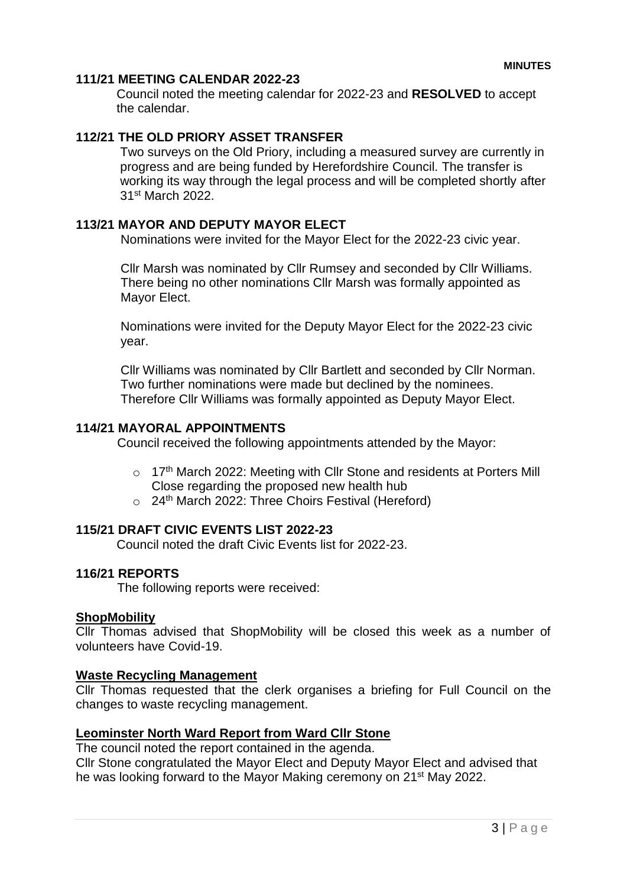**MINUTES**

## 111/21 MEETING CALENDAR 2022-23

Council noted the meeting calendar for 2022-23 and **RESOLVED** to accept the calendar.

## 112/21 THE OLD PRIORY ASSET TRANSFER

Two surveys on the Old Priory, including a measured survey are currently in progress and are being funded by Herefordshire Council. The transfer is working its way through the legal process and will be completed shortly after 31st March 2022.

## 113/21 MAYOR AND DEPUTY MAYOR ELECT

Nominations were invited for the Mayor Elect for the 2022-23 civic year.

Cllr Marsh was nominated by Cllr Rumsey and seconded by Cllr Williams. There being no other nominations Cllr Marsh was formally appointed as Mayor Elect.

Nominations were invited for the Deputy Mayor Elect for the 2022-23 civic year.

Cllr Williams was nominated by Cllr Bartlett and seconded by Cllr Norman. Two further nominations were made but declined by the nominees. Therefore Cllr Williams was formally appointed as Deputy Mayor Elect.

## 114/21 MAYORAL APPOINTMENTS

Council received the following appointments attended by the Mayor:

- 17th March 2022: Meeting with Cllr Stone and residents at Porters Mill Close regarding the proposed new health hub
- 24th March 2022: Three Choirs Festival (Hereford)

## 115/21 DRAFT CIVIC EVENTS LIST 2022-23

Council noted the draft Civic Events list for 2022-23.

## 116/21 REPORTS

The following reports were received:

### ShopMobility

Cllr Thomas advised that ShopMobility will be closed this week as a number of volunteers have Covid-19.

### Waste Recycling Management

Cllr Thomas requested that the clerk organises a briefing for Full Council on the changes to waste recycling management.

### Leominster North Ward Report from Ward Cllr Stone

The council noted the report contained in the agenda.
Cllr Stone congratulated the Mayor Elect and Deputy Mayor Elect and advised that he was looking forward to the Mayor Making ceremony on 21st May 2022.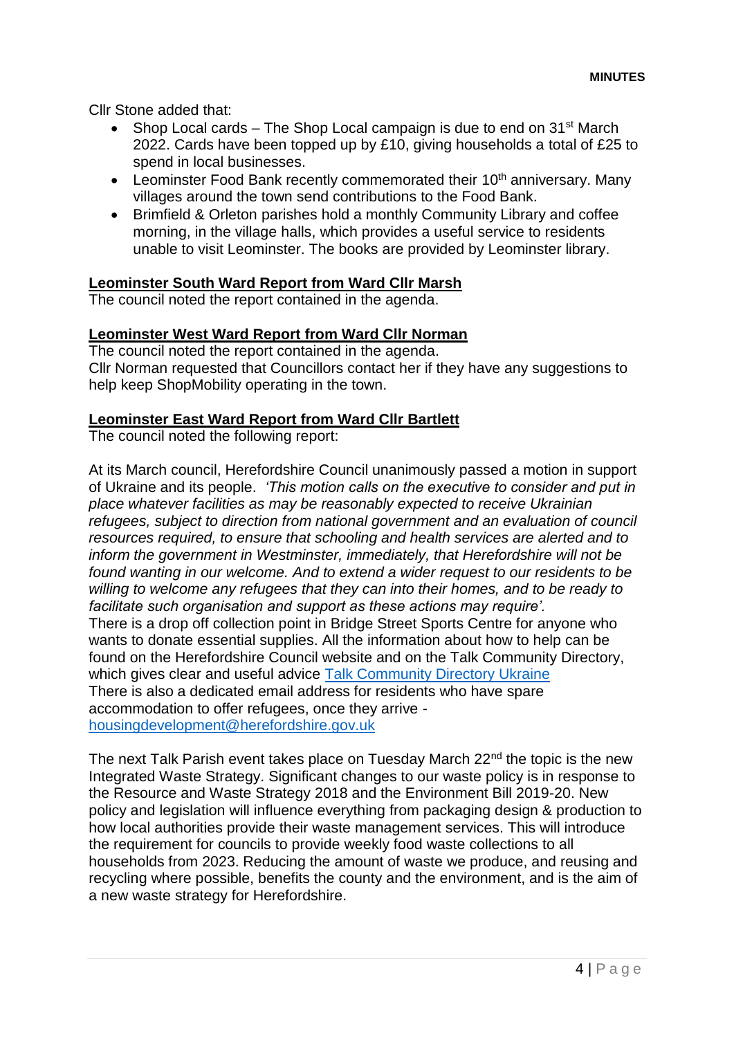Cllr Stone added that:

- Shop Local cards – The Shop Local campaign is due to end on 31st March 2022. Cards have been topped up by £10, giving households a total of £25 to spend in local businesses.
- Leominster Food Bank recently commemorated their 10th anniversary. Many villages around the town send contributions to the Food Bank.
- Brimfield & Orleton parishes hold a monthly Community Library and coffee morning, in the village halls, which provides a useful service to residents unable to visit Leominster. The books are provided by Leominster library.

**Leominster South Ward Report from Ward Cllr Marsh**

The council noted the report contained in the agenda.

**Leominster West Ward Report from Ward Cllr Norman**

The council noted the report contained in the agenda.
Cllr Norman requested that Councillors contact her if they have any suggestions to help keep ShopMobility operating in the town.

**Leominster East Ward Report from Ward Cllr Bartlett**

The council noted the following report:

At its March council, Herefordshire Council unanimously passed a motion in support of Ukraine and its people. *'This motion calls on the executive to consider and put in place whatever facilities as may be reasonably expected to receive Ukrainian refugees, subject to direction from national government and an evaluation of council resources required, to ensure that schooling and health services are alerted and to inform the government in Westminster, immediately, that Herefordshire will not be found wanting in our welcome. And to extend a wider request to our residents to be willing to welcome any refugees that they can into their homes, and to be ready to facilitate such organisation and support as these actions may require'.*
There is a drop off collection point in Bridge Street Sports Centre for anyone who wants to donate essential supplies. All the information about how to help can be found on the Herefordshire Council website and on the Talk Community Directory, which gives clear and useful advice Talk Community Directory Ukraine
There is also a dedicated email address for residents who have spare accommodation to offer refugees, once they arrive - housingdevelopment@herefordshire.gov.uk

The next Talk Parish event takes place on Tuesday March 22nd the topic is the new Integrated Waste Strategy. Significant changes to our waste policy is in response to the Resource and Waste Strategy 2018 and the Environment Bill 2019-20. New policy and legislation will influence everything from packaging design & production to how local authorities provide their waste management services. This will introduce the requirement for councils to provide weekly food waste collections to all households from 2023. Reducing the amount of waste we produce, and reusing and recycling where possible, benefits the county and the environment, and is the aim of a new waste strategy for Herefordshire.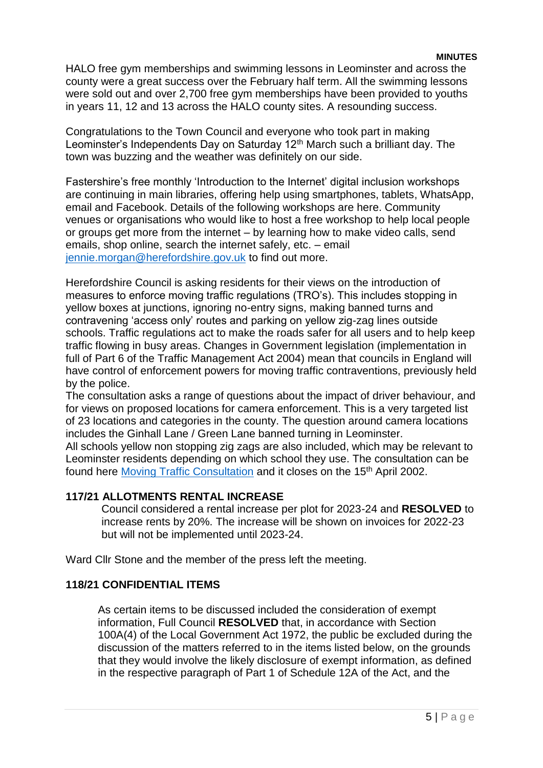HALO free gym memberships and swimming lessons in Leominster and across the county were a great success over the February half term. All the swimming lessons were sold out and over 2,700 free gym memberships have been provided to youths in years 11, 12 and 13 across the HALO county sites. A resounding success.

Congratulations to the Town Council and everyone who took part in making Leominster's Independents Day on Saturday 12th March such a brilliant day. The town was buzzing and the weather was definitely on our side.

Fastershire's free monthly 'Introduction to the Internet' digital inclusion workshops are continuing in main libraries, offering help using smartphones, tablets, WhatsApp, email and Facebook. Details of the following workshops are here. Community venues or organisations who would like to host a free workshop to help local people or groups get more from the internet – by learning how to make video calls, send emails, shop online, search the internet safely, etc. – email jennie.morgan@herefordshire.gov.uk to find out more.

Herefordshire Council is asking residents for their views on the introduction of measures to enforce moving traffic regulations (TRO's). This includes stopping in yellow boxes at junctions, ignoring no-entry signs, making banned turns and contravening 'access only' routes and parking on yellow zig-zag lines outside schools. Traffic regulations act to make the roads safer for all users and to help keep traffic flowing in busy areas. Changes in Government legislation (implementation in full of Part 6 of the Traffic Management Act 2004) mean that councils in England will have control of enforcement powers for moving traffic contraventions, previously held by the police.
The consultation asks a range of questions about the impact of driver behaviour, and for views on proposed locations for camera enforcement. This is a very targeted list of 23 locations and categories in the county. The question around camera locations includes the Ginhall Lane / Green Lane banned turning in Leominster.
All schools yellow non stopping zig zags are also included, which may be relevant to Leominster residents depending on which school they use. The consultation can be found here Moving Traffic Consultation and it closes on the 15th April 2002.

**117/21 ALLOTMENTS RENTAL INCREASE**

Council considered a rental increase per plot for 2023-24 and **RESOLVED** to increase rents by 20%. The increase will be shown on invoices for 2022-23 but will not be implemented until 2023-24.

Ward Cllr Stone and the member of the press left the meeting.

**118/21 CONFIDENTIAL ITEMS**

As certain items to be discussed included the consideration of exempt information, Full Council **RESOLVED** that, in accordance with Section 100A(4) of the Local Government Act 1972, the public be excluded during the discussion of the matters referred to in the items listed below, on the grounds that they would involve the likely disclosure of exempt information, as defined in the respective paragraph of Part 1 of Schedule 12A of the Act, and the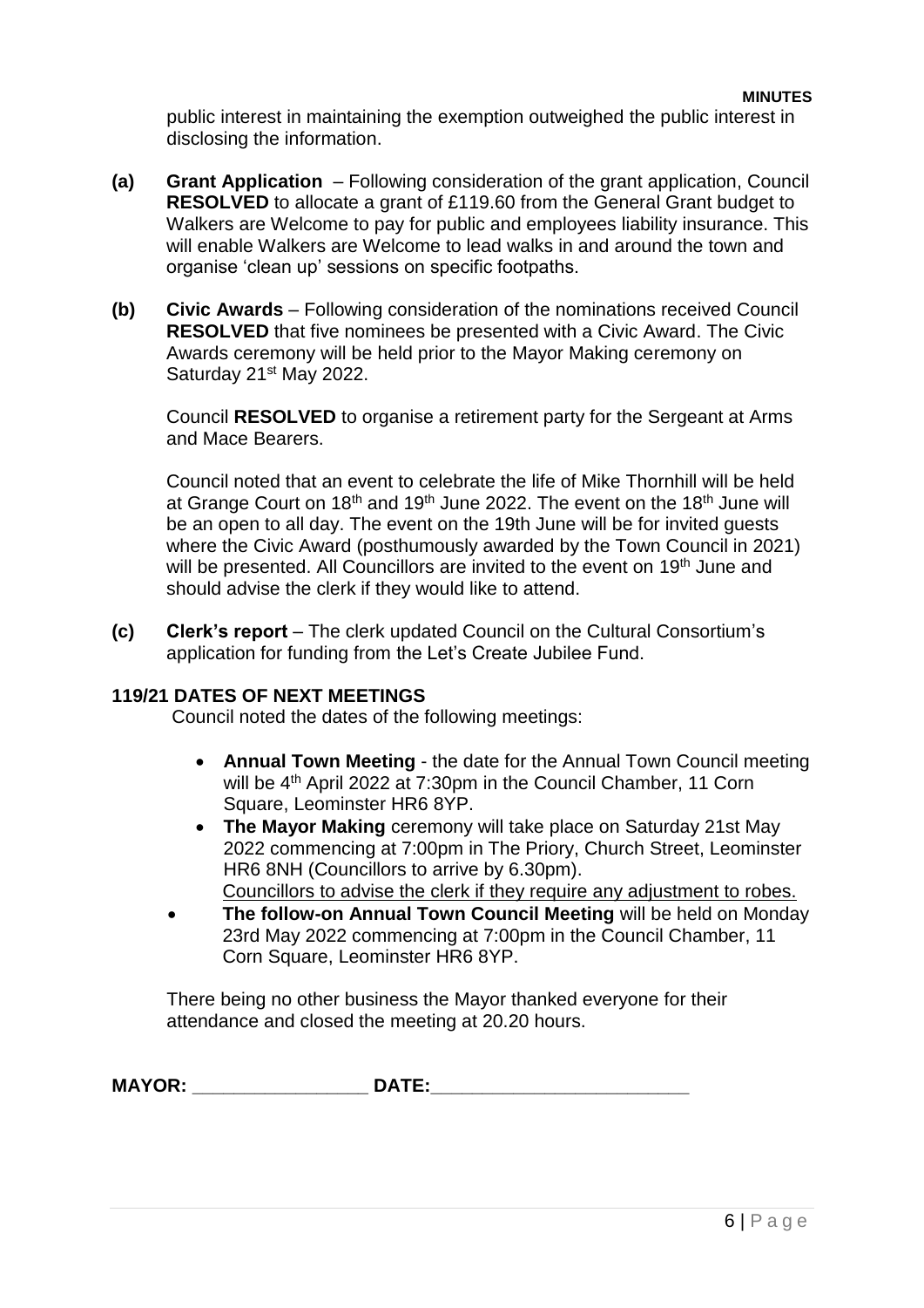public interest in maintaining the exemption outweighed the public interest in disclosing the information.

**(a) Grant Application** – Following consideration of the grant application, Council **RESOLVED** to allocate a grant of £119.60 from the General Grant budget to Walkers are Welcome to pay for public and employees liability insurance. This will enable Walkers are Welcome to lead walks in and around the town and organise 'clean up' sessions on specific footpaths.

**(b) Civic Awards** – Following consideration of the nominations received Council **RESOLVED** that five nominees be presented with a Civic Award. The Civic Awards ceremony will be held prior to the Mayor Making ceremony on Saturday 21st May 2022.

Council **RESOLVED** to organise a retirement party for the Sergeant at Arms and Mace Bearers.

Council noted that an event to celebrate the life of Mike Thornhill will be held at Grange Court on 18th and 19th June 2022. The event on the 18th June will be an open to all day. The event on the 19th June will be for invited guests where the Civic Award (posthumously awarded by the Town Council in 2021) will be presented. All Councillors are invited to the event on 19th June and should advise the clerk if they would like to attend.

**(c) Clerk's report** – The clerk updated Council on the Cultural Consortium's application for funding from the Let's Create Jubilee Fund.

**119/21 DATES OF NEXT MEETINGS**

Council noted the dates of the following meetings:

- **Annual Town Meeting** - the date for the Annual Town Council meeting will be 4th April 2022 at 7:30pm in the Council Chamber, 11 Corn Square, Leominster HR6 8YP.
- **The Mayor Making** ceremony will take place on Saturday 21st May 2022 commencing at 7:00pm in The Priory, Church Street, Leominster HR6 8NH (Councillors to arrive by 6.30pm).
  Councillors to advise the clerk if they require any adjustment to robes.
- **The follow-on Annual Town Council Meeting** will be held on Monday 23rd May 2022 commencing at 7:00pm in the Council Chamber, 11 Corn Square, Leominster HR6 8YP.

There being no other business the Mayor thanked everyone for their attendance and closed the meeting at 20.20 hours.

**MAYOR:** _________________ **DATE:**_________________________